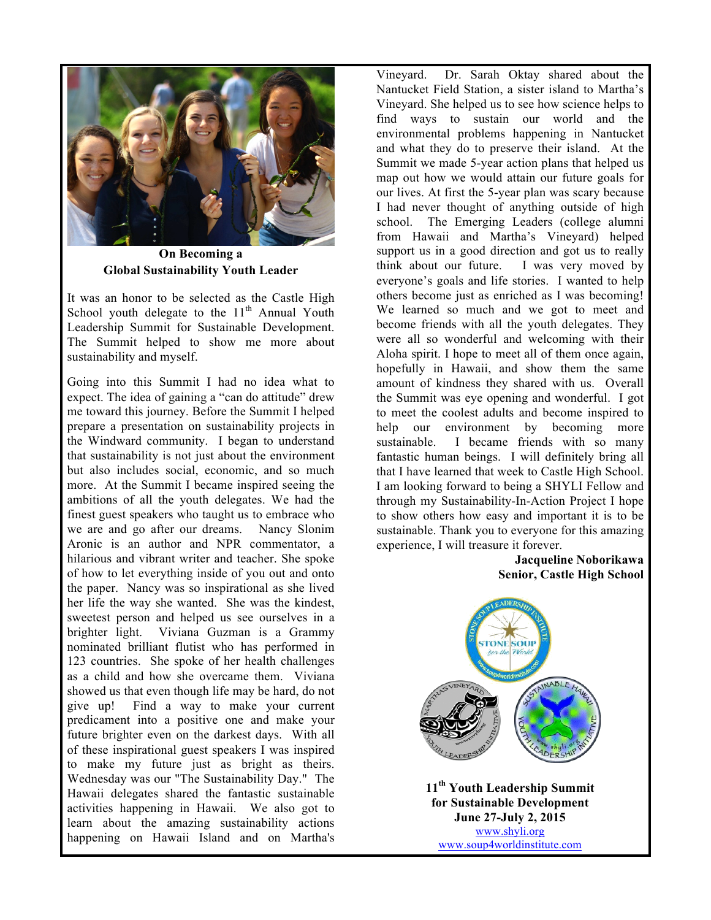## On Becoming a Global Sustainability Youth Leader

It was an honor to be selected as the Castle High School youth delegate to the 11th Annual Youth Leadership Summit for Sustainable Development. The Summit helped to show me more about sustainability and myself.

Going into this Summit I had no idea what to expect. The idea of gaining a "can do attitude" drew me toward this journey. Before the Summit I helped prepare a presentation on sustainability projects in the Windward community. I began to understand that sustainability is not just about the environment but also includes social, economic, and so much more. At the Summit I became inspired seeing the ambitions of all the youth delegates. We had the finest guest speakers who taught us to embrace who we are and go after our dreams. Nancy Slonim Aronic is an author and NPR commentator, a hilarious and vibrant writer and teacher. She spoke of how to let everything inside of you out and onto the paper. Nancy was so inspirational as she lived her life the way she wanted. She was the kindest, sweetest person and helped us see ourselves in a brighter light. Viviana Guzman is a Grammy nominated brilliant flutist who has performed in 123 countries. She spoke of her health challenges as a child and how she overcame them. Viviana showed us that even though life may be hard, do not give up! Find a way to make your current predicament into a positive one and make your future brighter even on the darkest days. With all of these inspirational guest speakers I was inspired to make my future just as bright as theirs. Wednesday was our "The Sustainability Day." The Hawaii delegates shared the fantastic sustainable activities happening in Hawaii. We also got to learn about the amazing sustainability actions happening on Hawaii Island and on Martha's Vineyard. Dr. Sarah Oktay shared about the Nantucket Field Station, a sister island to Martha's Vineyard. She helped us to see how science helps to find ways to sustain our world and the environmental problems happening in Nantucket and what they do to preserve their island. At the Summit we made 5-year action plans that helped us map out how we would attain our future goals for our lives. At first the 5-year plan was scary because I had never thought of anything outside of high school. The Emerging Leaders (college alumni from Hawaii and Martha's Vineyard) helped support us in a good direction and got us to really think about our future. I was very moved by everyone's goals and life stories. I wanted to help others become just as enriched as I was becoming! We learned so much and we got to meet and become friends with all the youth delegates. They were all so wonderful and welcoming with their Aloha spirit. I hope to meet all of them once again, hopefully in Hawaii, and show them the same amount of kindness they shared with us. Overall the Summit was eye opening and wonderful. I got to meet the coolest adults and become inspired to help our environment by becoming more sustainable. I became friends with so many fantastic human beings. I will definitely bring all that I have learned that week to Castle High School. I am looking forward to being a SHYLI Fellow and through my Sustainability-In-Action Project I hope to show others how easy and important it is to be sustainable. Thank you to everyone for this amazing experience, I will treasure it forever.

**Jacqueline Noborikawa**
**Senior, Castle High School**

**11th Youth Leadership Summit for Sustainable Development**
**June 27-July 2, 2015**
www.shyli.org
www.soup4worldinstitute.com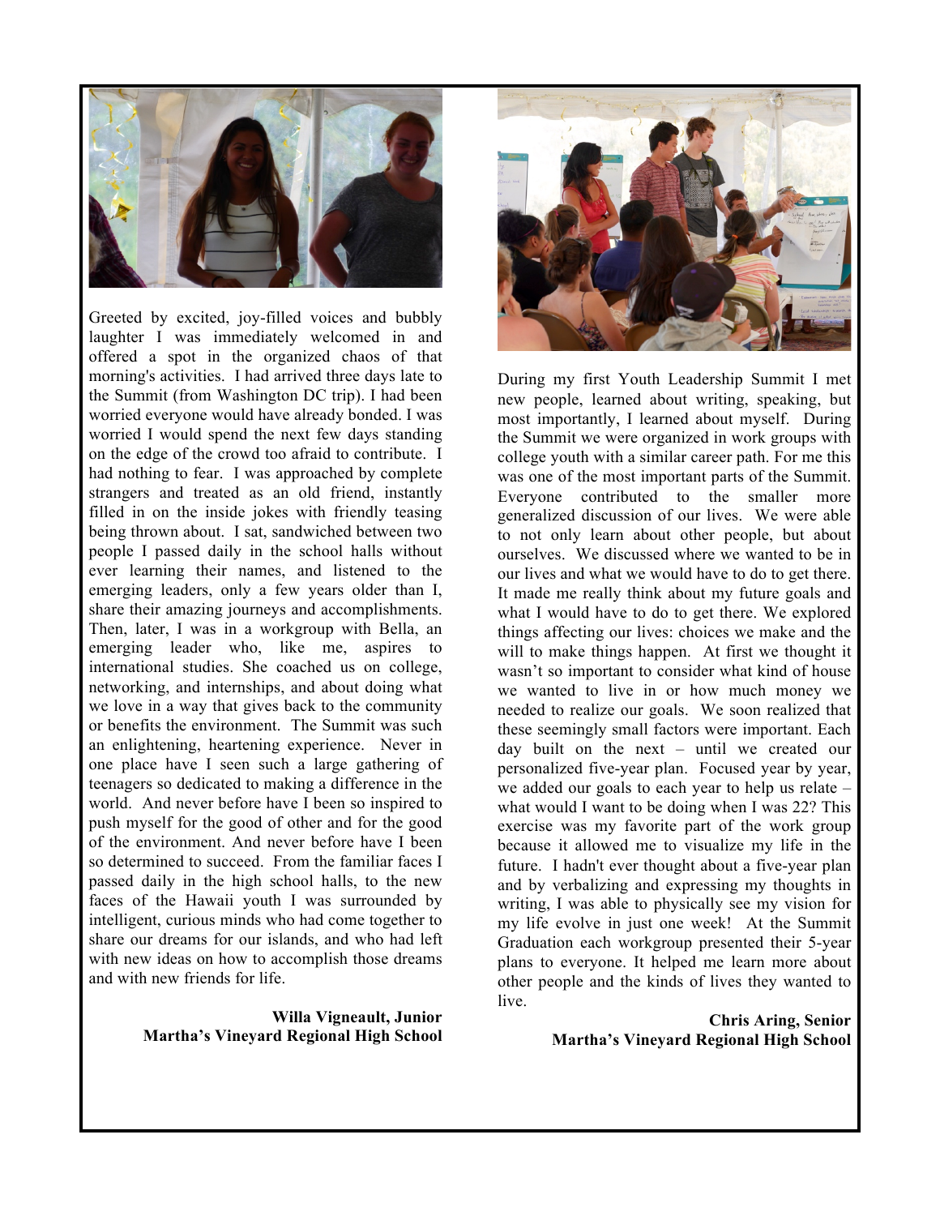Greeted by excited, joy-filled voices and bubbly laughter I was immediately welcomed in and offered a spot in the organized chaos of that morning's activities. I had arrived three days late to the Summit (from Washington DC trip). I had been worried everyone would have already bonded. I was worried I would spend the next few days standing on the edge of the crowd too afraid to contribute. I had nothing to fear. I was approached by complete strangers and treated as an old friend, instantly filled in on the inside jokes with friendly teasing being thrown about. I sat, sandwiched between two people I passed daily in the school halls without ever learning their names, and listened to the emerging leaders, only a few years older than I, share their amazing journeys and accomplishments. Then, later, I was in a workgroup with Bella, an emerging leader who, like me, aspires to international studies. She coached us on college, networking, and internships, and about doing what we love in a way that gives back to the community or benefits the environment. The Summit was such an enlightening, heartening experience. Never in one place have I seen such a large gathering of teenagers so dedicated to making a difference in the world. And never before have I been so inspired to push myself for the good of other and for the good of the environment. And never before have I been so determined to succeed. From the familiar faces I passed daily in the high school halls, to the new faces of the Hawaii youth I was surrounded by intelligent, curious minds who had come together to share our dreams for our islands, and who had left with new ideas on how to accomplish those dreams and with new friends for life.

**Willa Vigneault, Junior**
**Martha's Vineyard Regional High School**

During my first Youth Leadership Summit I met new people, learned about writing, speaking, but most importantly, I learned about myself. During the Summit we were organized in work groups with college youth with a similar career path. For me this was one of the most important parts of the Summit. Everyone contributed to the smaller more generalized discussion of our lives. We were able to not only learn about other people, but about ourselves. We discussed where we wanted to be in our lives and what we would have to do to get there. It made me really think about my future goals and what I would have to do to get there. We explored things affecting our lives: choices we make and the will to make things happen. At first we thought it wasn't so important to consider what kind of house we wanted to live in or how much money we needed to realize our goals. We soon realized that these seemingly small factors were important. Each day built on the next – until we created our personalized five-year plan. Focused year by year, we added our goals to each year to help us relate – what would I want to be doing when I was 22? This exercise was my favorite part of the work group because it allowed me to visualize my life in the future. I hadn't ever thought about a five-year plan and by verbalizing and expressing my thoughts in writing, I was able to physically see my vision for my life evolve in just one week! At the Summit Graduation each workgroup presented their 5-year plans to everyone. It helped me learn more about other people and the kinds of lives they wanted to live.

**Chris Aring, Senior**
**Martha's Vineyard Regional High School**